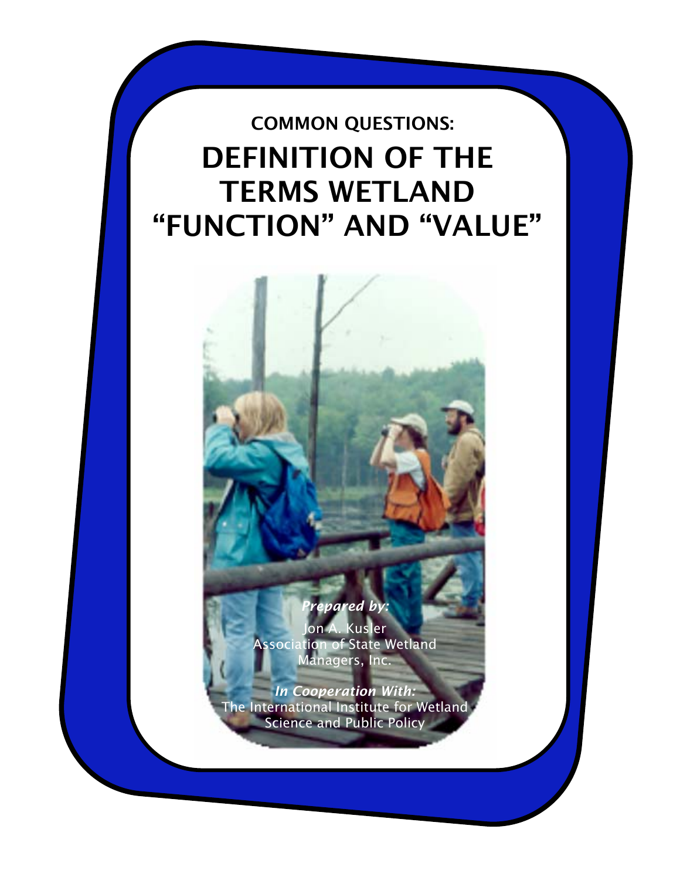COMMON QUESTIONS:

# DEFINITION OF THE TERMS WETLAND "FUNCTION" AND "VALUE"

***Prepared by:***

Jon A. Kusler
Association of State Wetland Managers, Inc.

***In Cooperation With:***

The International Institute for Wetland Science and Public Policy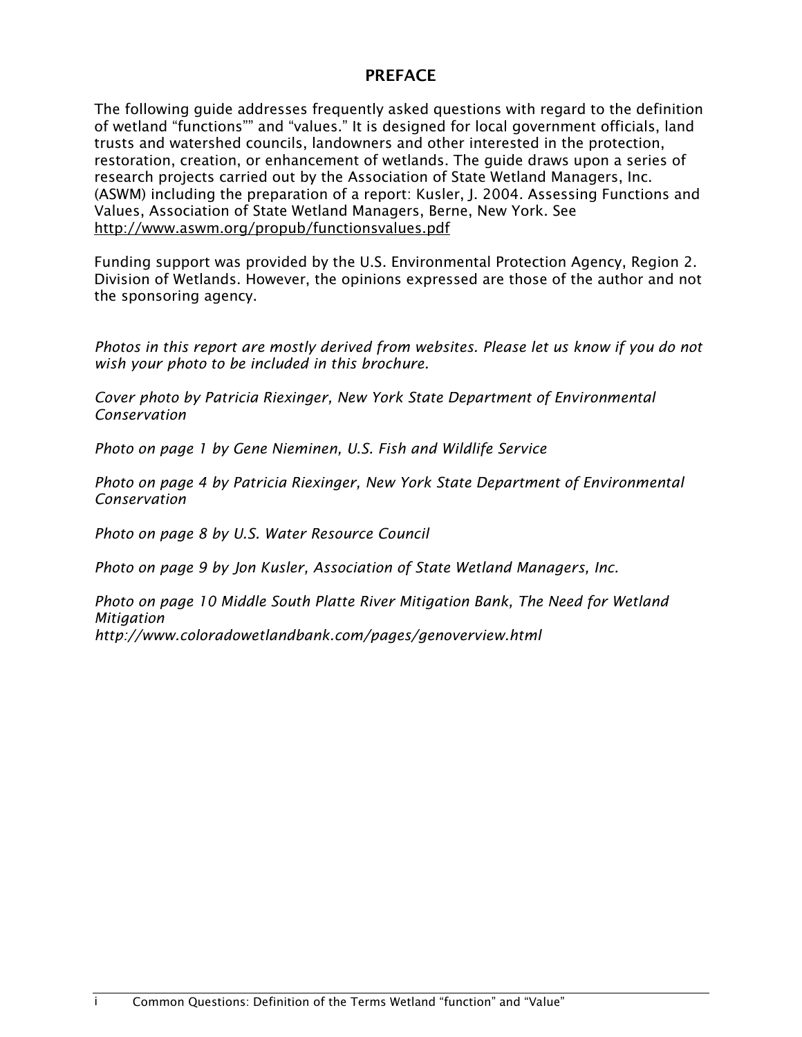## PREFACE

The following guide addresses frequently asked questions with regard to the definition of wetland "functions"" and "values." It is designed for local government officials, land trusts and watershed councils, landowners and other interested in the protection, restoration, creation, or enhancement of wetlands. The guide draws upon a series of research projects carried out by the Association of State Wetland Managers, Inc. (ASWM) including the preparation of a report: Kusler, J. 2004. Assessing Functions and Values, Association of State Wetland Managers, Berne, New York. See http://www.aswm.org/propub/functionsvalues.pdf

Funding support was provided by the U.S. Environmental Protection Agency, Region 2. Division of Wetlands. However, the opinions expressed are those of the author and not the sponsoring agency.

*Photos in this report are mostly derived from websites. Please let us know if you do not wish your photo to be included in this brochure.*

*Cover photo by Patricia Riexinger, New York State Department of Environmental Conservation*

*Photo on page 1 by Gene Nieminen, U.S. Fish and Wildlife Service*

*Photo on page 4 by Patricia Riexinger, New York State Department of Environmental Conservation*

*Photo on page 8 by U.S. Water Resource Council*

*Photo on page 9 by Jon Kusler, Association of State Wetland Managers, Inc.*

*Photo on page 10 Middle South Platte River Mitigation Bank, The Need for Wetland Mitigation*
*http://www.coloradowetlandbank.com/pages/genoverview.html*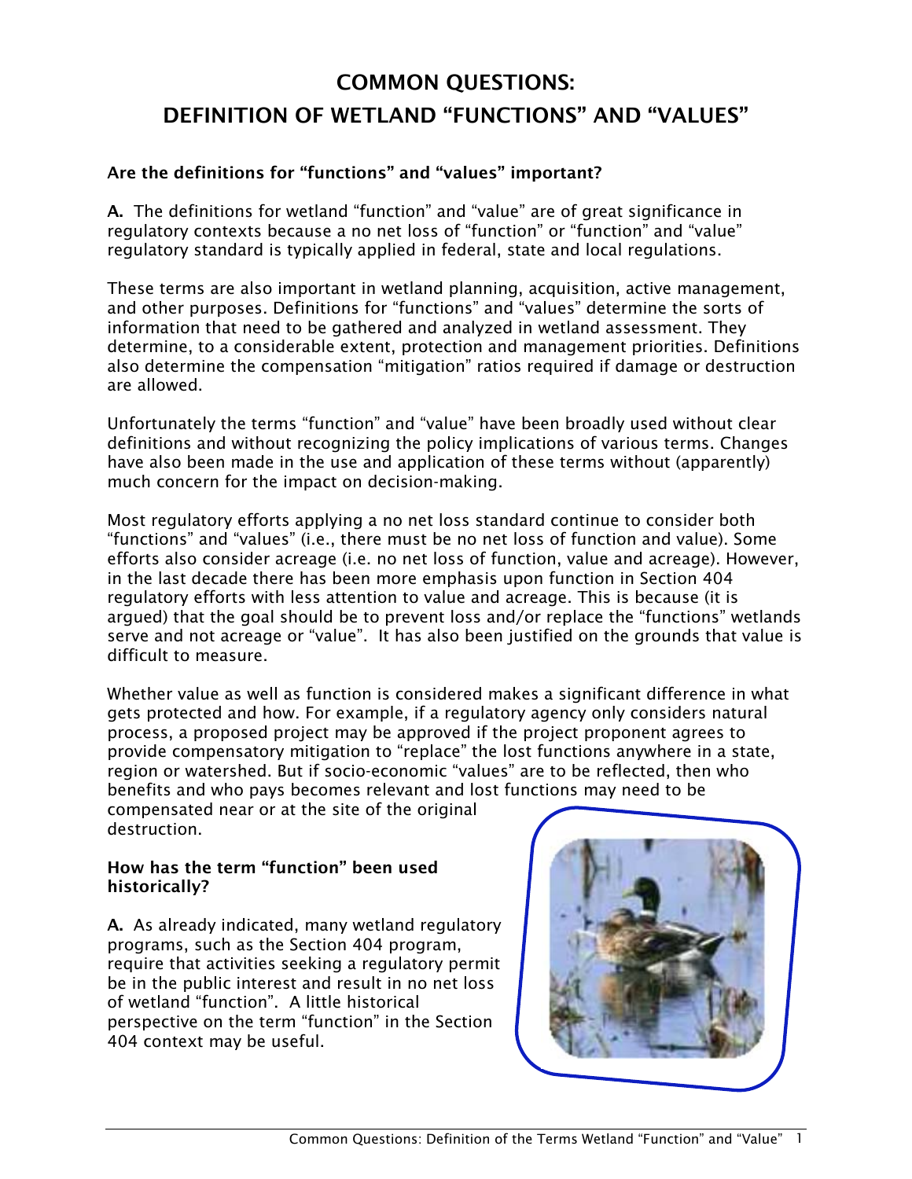# COMMON QUESTIONS: DEFINITION OF WETLAND "FUNCTIONS" AND "VALUES"

**Are the definitions for "functions" and "values" important?**

**A.** The definitions for wetland "function" and "value" are of great significance in regulatory contexts because a no net loss of "function" or "function" and "value" regulatory standard is typically applied in federal, state and local regulations.

These terms are also important in wetland planning, acquisition, active management, and other purposes. Definitions for "functions" and "values" determine the sorts of information that need to be gathered and analyzed in wetland assessment. They determine, to a considerable extent, protection and management priorities. Definitions also determine the compensation "mitigation" ratios required if damage or destruction are allowed.

Unfortunately the terms "function" and "value" have been broadly used without clear definitions and without recognizing the policy implications of various terms. Changes have also been made in the use and application of these terms without (apparently) much concern for the impact on decision-making.

Most regulatory efforts applying a no net loss standard continue to consider both "functions" and "values" (i.e., there must be no net loss of function and value). Some efforts also consider acreage (i.e. no net loss of function, value and acreage). However, in the last decade there has been more emphasis upon function in Section 404 regulatory efforts with less attention to value and acreage. This is because (it is argued) that the goal should be to prevent loss and/or replace the "functions" wetlands serve and not acreage or "value". It has also been justified on the grounds that value is difficult to measure.

Whether value as well as function is considered makes a significant difference in what gets protected and how. For example, if a regulatory agency only considers natural process, a proposed project may be approved if the project proponent agrees to provide compensatory mitigation to "replace" the lost functions anywhere in a state, region or watershed. But if socio-economic "values" are to be reflected, then who benefits and who pays becomes relevant and lost functions may need to be compensated near or at the site of the original destruction.

**How has the term "function" been used historically?**

**A.** As already indicated, many wetland regulatory programs, such as the Section 404 program, require that activities seeking a regulatory permit be in the public interest and result in no net loss of wetland "function". A little historical perspective on the term "function" in the Section 404 context may be useful.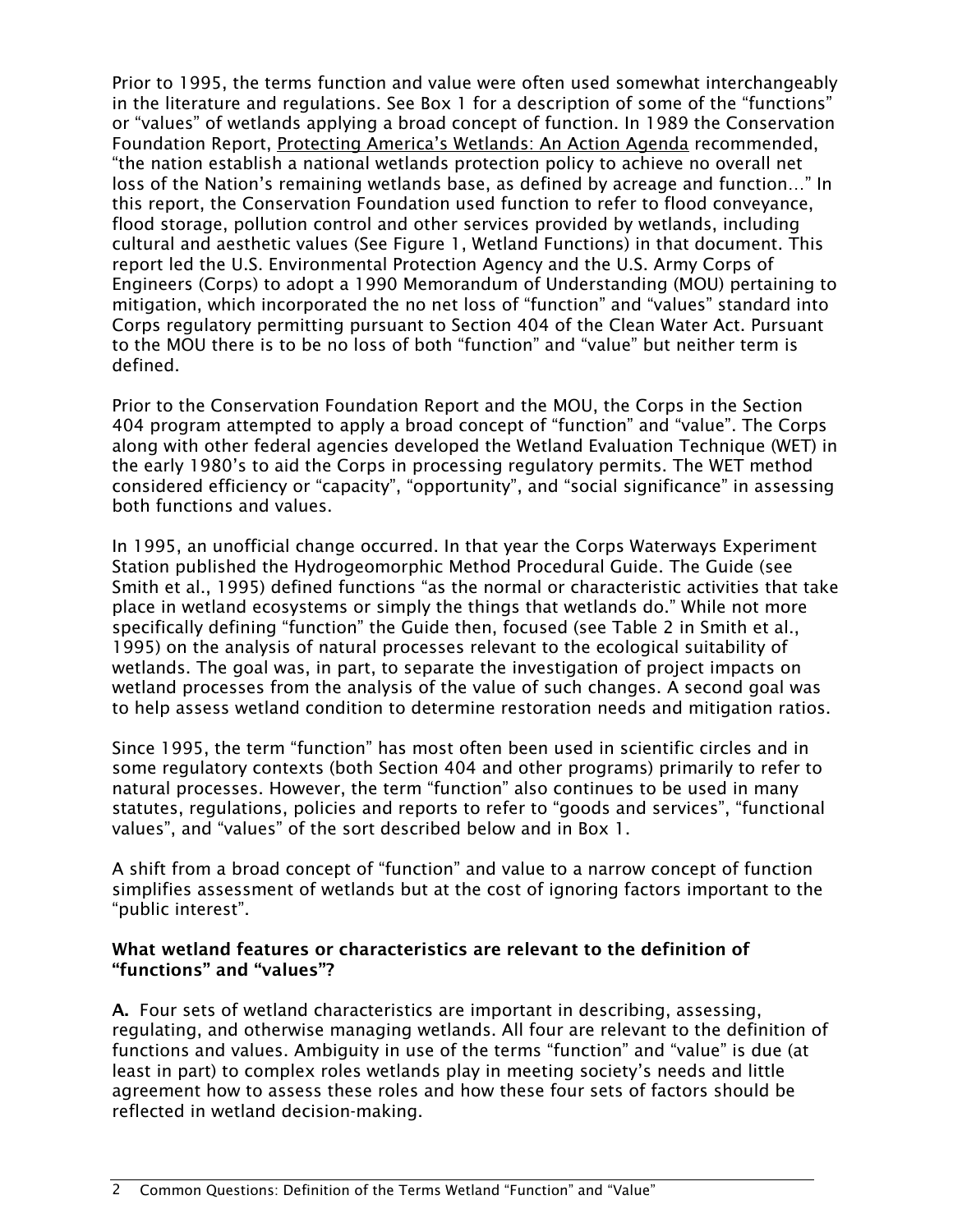Prior to 1995, the terms function and value were often used somewhat interchangeably in the literature and regulations. See Box 1 for a description of some of the "functions" or "values" of wetlands applying a broad concept of function. In 1989 the Conservation Foundation Report, Protecting America's Wetlands: An Action Agenda recommended, "the nation establish a national wetlands protection policy to achieve no overall net loss of the Nation's remaining wetlands base, as defined by acreage and function…" In this report, the Conservation Foundation used function to refer to flood conveyance, flood storage, pollution control and other services provided by wetlands, including cultural and aesthetic values (See Figure 1, Wetland Functions) in that document. This report led the U.S. Environmental Protection Agency and the U.S. Army Corps of Engineers (Corps) to adopt a 1990 Memorandum of Understanding (MOU) pertaining to mitigation, which incorporated the no net loss of "function" and "values" standard into Corps regulatory permitting pursuant to Section 404 of the Clean Water Act. Pursuant to the MOU there is to be no loss of both "function" and "value" but neither term is defined.

Prior to the Conservation Foundation Report and the MOU, the Corps in the Section 404 program attempted to apply a broad concept of "function" and "value". The Corps along with other federal agencies developed the Wetland Evaluation Technique (WET) in the early 1980's to aid the Corps in processing regulatory permits. The WET method considered efficiency or "capacity", "opportunity", and "social significance" in assessing both functions and values.

In 1995, an unofficial change occurred. In that year the Corps Waterways Experiment Station published the Hydrogeomorphic Method Procedural Guide. The Guide (see Smith et al., 1995) defined functions "as the normal or characteristic activities that take place in wetland ecosystems or simply the things that wetlands do." While not more specifically defining "function" the Guide then, focused (see Table 2 in Smith et al., 1995) on the analysis of natural processes relevant to the ecological suitability of wetlands. The goal was, in part, to separate the investigation of project impacts on wetland processes from the analysis of the value of such changes. A second goal was to help assess wetland condition to determine restoration needs and mitigation ratios.

Since 1995, the term "function" has most often been used in scientific circles and in some regulatory contexts (both Section 404 and other programs) primarily to refer to natural processes. However, the term "function" also continues to be used in many statutes, regulations, policies and reports to refer to "goods and services", "functional values", and "values" of the sort described below and in Box 1.

A shift from a broad concept of "function" and value to a narrow concept of function simplifies assessment of wetlands but at the cost of ignoring factors important to the "public interest".

**What wetland features or characteristics are relevant to the definition of "functions" and "values"?**

**A.** Four sets of wetland characteristics are important in describing, assessing, regulating, and otherwise managing wetlands. All four are relevant to the definition of functions and values. Ambiguity in use of the terms "function" and "value" is due (at least in part) to complex roles wetlands play in meeting society's needs and little agreement how to assess these roles and how these four sets of factors should be reflected in wetland decision-making.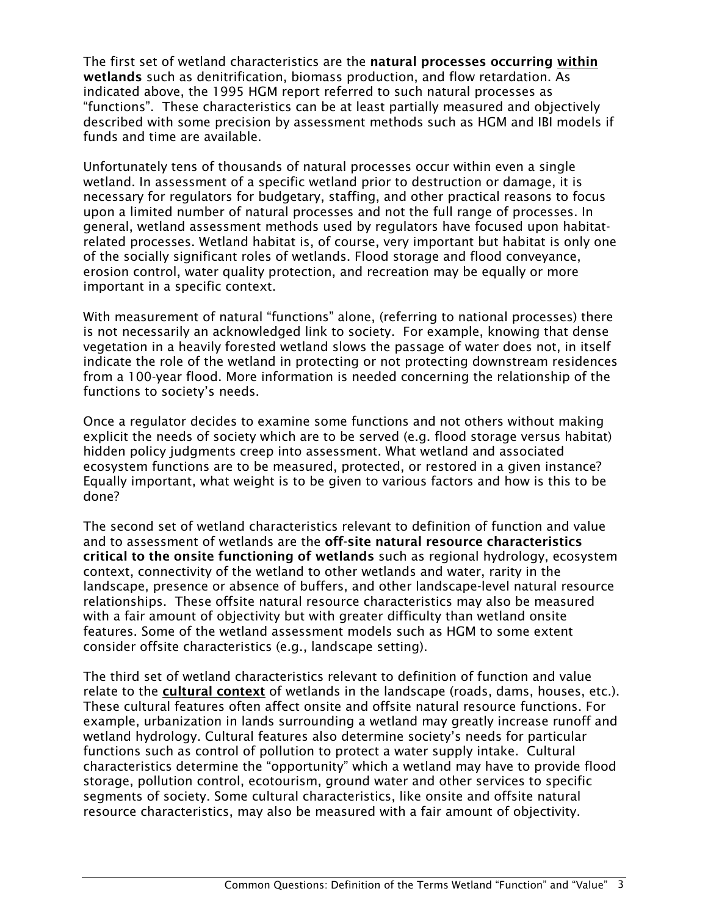The first set of wetland characteristics are the **natural processes occurring <u>within</u> wetlands** such as denitrification, biomass production, and flow retardation. As indicated above, the 1995 HGM report referred to such natural processes as "functions". These characteristics can be at least partially measured and objectively described with some precision by assessment methods such as HGM and IBI models if funds and time are available.

Unfortunately tens of thousands of natural processes occur within even a single wetland. In assessment of a specific wetland prior to destruction or damage, it is necessary for regulators for budgetary, staffing, and other practical reasons to focus upon a limited number of natural processes and not the full range of processes. In general, wetland assessment methods used by regulators have focused upon habitat-related processes. Wetland habitat is, of course, very important but habitat is only one of the socially significant roles of wetlands. Flood storage and flood conveyance, erosion control, water quality protection, and recreation may be equally or more important in a specific context.

With measurement of natural "functions" alone, (referring to national processes) there is not necessarily an acknowledged link to society. For example, knowing that dense vegetation in a heavily forested wetland slows the passage of water does not, in itself indicate the role of the wetland in protecting or not protecting downstream residences from a 100-year flood. More information is needed concerning the relationship of the functions to society's needs.

Once a regulator decides to examine some functions and not others without making explicit the needs of society which are to be served (e.g. flood storage versus habitat) hidden policy judgments creep into assessment. What wetland and associated ecosystem functions are to be measured, protected, or restored in a given instance? Equally important, what weight is to be given to various factors and how is this to be done?

The second set of wetland characteristics relevant to definition of function and value and to assessment of wetlands are the **off-site natural resource characteristics critical to the onsite functioning of wetlands** such as regional hydrology, ecosystem context, connectivity of the wetland to other wetlands and water, rarity in the landscape, presence or absence of buffers, and other landscape-level natural resource relationships. These offsite natural resource characteristics may also be measured with a fair amount of objectivity but with greater difficulty than wetland onsite features. Some of the wetland assessment models such as HGM to some extent consider offsite characteristics (e.g., landscape setting).

The third set of wetland characteristics relevant to definition of function and value relate to the **<u>cultural context</u>** of wetlands in the landscape (roads, dams, houses, etc.). These cultural features often affect onsite and offsite natural resource functions. For example, urbanization in lands surrounding a wetland may greatly increase runoff and wetland hydrology. Cultural features also determine society's needs for particular functions such as control of pollution to protect a water supply intake. Cultural characteristics determine the "opportunity" which a wetland may have to provide flood storage, pollution control, ecotourism, ground water and other services to specific segments of society. Some cultural characteristics, like onsite and offsite natural resource characteristics, may also be measured with a fair amount of objectivity.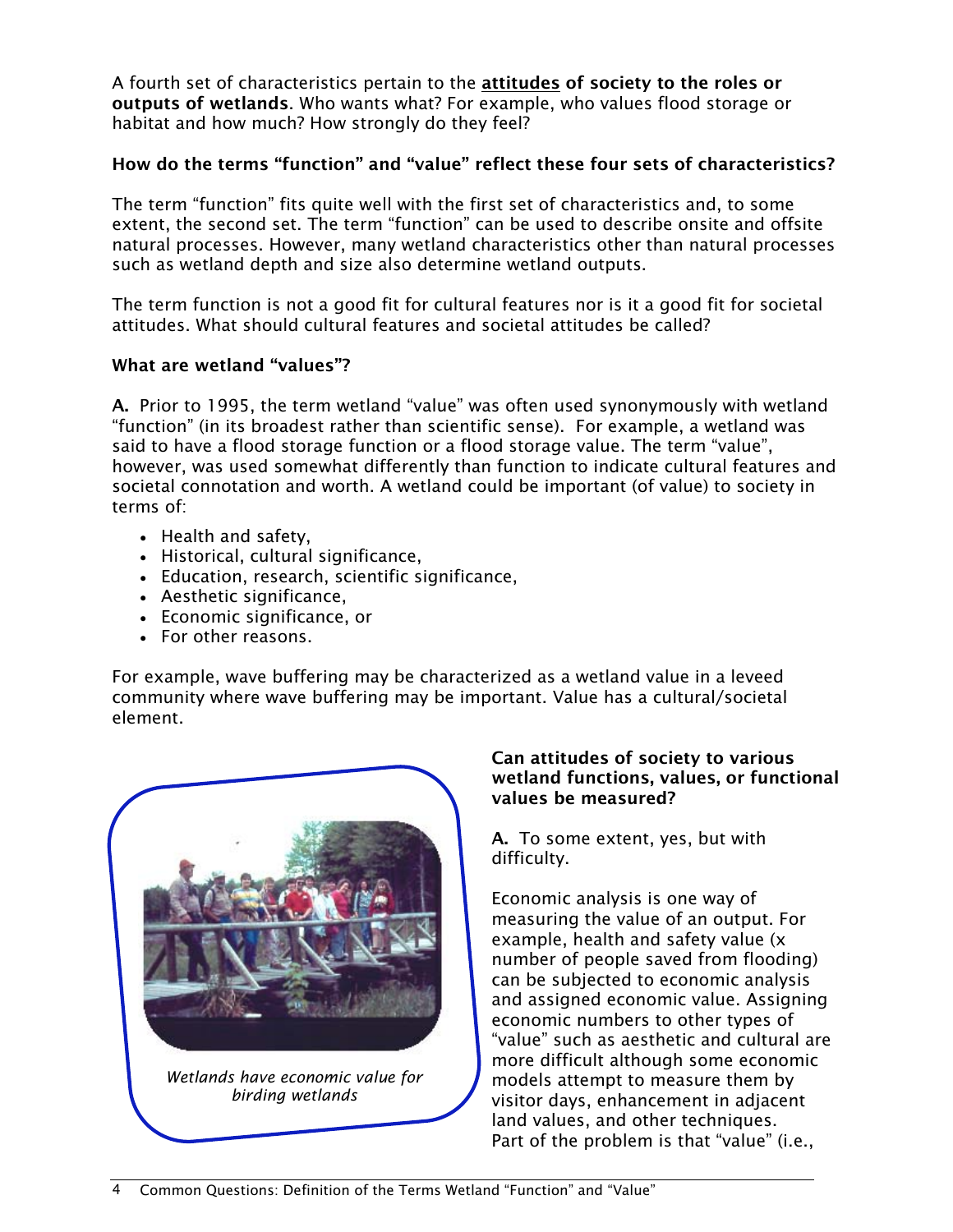A fourth set of characteristics pertain to the **attitudes of society to the roles or outputs of wetlands**. Who wants what? For example, who values flood storage or habitat and how much? How strongly do they feel?

**How do the terms "function" and "value" reflect these four sets of characteristics?**

The term "function" fits quite well with the first set of characteristics and, to some extent, the second set. The term "function" can be used to describe onsite and offsite natural processes. However, many wetland characteristics other than natural processes such as wetland depth and size also determine wetland outputs.

The term function is not a good fit for cultural features nor is it a good fit for societal attitudes. What should cultural features and societal attitudes be called?

**What are wetland "values"?**

**A.** Prior to 1995, the term wetland "value" was often used synonymously with wetland "function" (in its broadest rather than scientific sense). For example, a wetland was said to have a flood storage function or a flood storage value. The term "value", however, was used somewhat differently than function to indicate cultural features and societal connotation and worth. A wetland could be important (of value) to society in terms of:

- Health and safety,
- Historical, cultural significance,
- Education, research, scientific significance,
- Aesthetic significance,
- Economic significance, or
- For other reasons.

For example, wave buffering may be characterized as a wetland value in a leveed community where wave buffering may be important. Value has a cultural/societal element.

*Wetlands have economic value for birding wetlands*

**Can attitudes of society to various wetland functions, values, or functional values be measured?**

**A.** To some extent, yes, but with difficulty.

Economic analysis is one way of measuring the value of an output. For example, health and safety value (x number of people saved from flooding) can be subjected to economic analysis and assigned economic value. Assigning economic numbers to other types of "value" such as aesthetic and cultural are more difficult although some economic models attempt to measure them by visitor days, enhancement in adjacent land values, and other techniques. Part of the problem is that "value" (i.e.,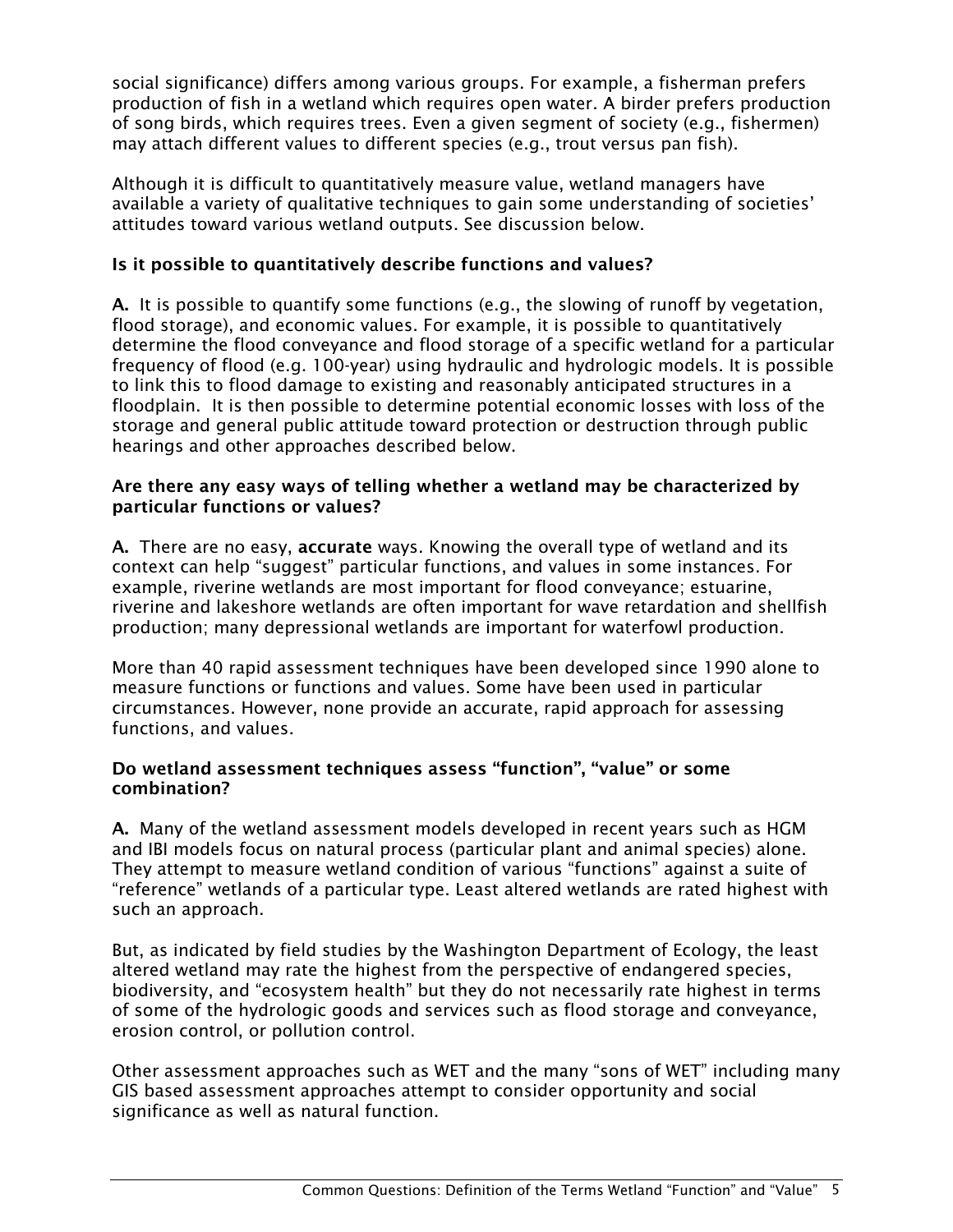social significance) differs among various groups. For example, a fisherman prefers production of fish in a wetland which requires open water. A birder prefers production of song birds, which requires trees. Even a given segment of society (e.g., fishermen) may attach different values to different species (e.g., trout versus pan fish).

Although it is difficult to quantitatively measure value, wetland managers have available a variety of qualitative techniques to gain some understanding of societies' attitudes toward various wetland outputs. See discussion below.

### Is it possible to quantitatively describe functions and values?

**A.** It is possible to quantify some functions (e.g., the slowing of runoff by vegetation, flood storage), and economic values. For example, it is possible to quantitatively determine the flood conveyance and flood storage of a specific wetland for a particular frequency of flood (e.g. 100-year) using hydraulic and hydrologic models. It is possible to link this to flood damage to existing and reasonably anticipated structures in a floodplain. It is then possible to determine potential economic losses with loss of the storage and general public attitude toward protection or destruction through public hearings and other approaches described below.

### Are there any easy ways of telling whether a wetland may be characterized by particular functions or values?

**A.** There are no easy, **accurate** ways. Knowing the overall type of wetland and its context can help "suggest" particular functions, and values in some instances. For example, riverine wetlands are most important for flood conveyance; estuarine, riverine and lakeshore wetlands are often important for wave retardation and shellfish production; many depressional wetlands are important for waterfowl production.

More than 40 rapid assessment techniques have been developed since 1990 alone to measure functions or functions and values. Some have been used in particular circumstances. However, none provide an accurate, rapid approach for assessing functions, and values.

### Do wetland assessment techniques assess "function", "value" or some combination?

**A.** Many of the wetland assessment models developed in recent years such as HGM and IBI models focus on natural process (particular plant and animal species) alone. They attempt to measure wetland condition of various "functions" against a suite of "reference" wetlands of a particular type. Least altered wetlands are rated highest with such an approach.

But, as indicated by field studies by the Washington Department of Ecology, the least altered wetland may rate the highest from the perspective of endangered species, biodiversity, and "ecosystem health" but they do not necessarily rate highest in terms of some of the hydrologic goods and services such as flood storage and conveyance, erosion control, or pollution control.

Other assessment approaches such as WET and the many "sons of WET" including many GIS based assessment approaches attempt to consider opportunity and social significance as well as natural function.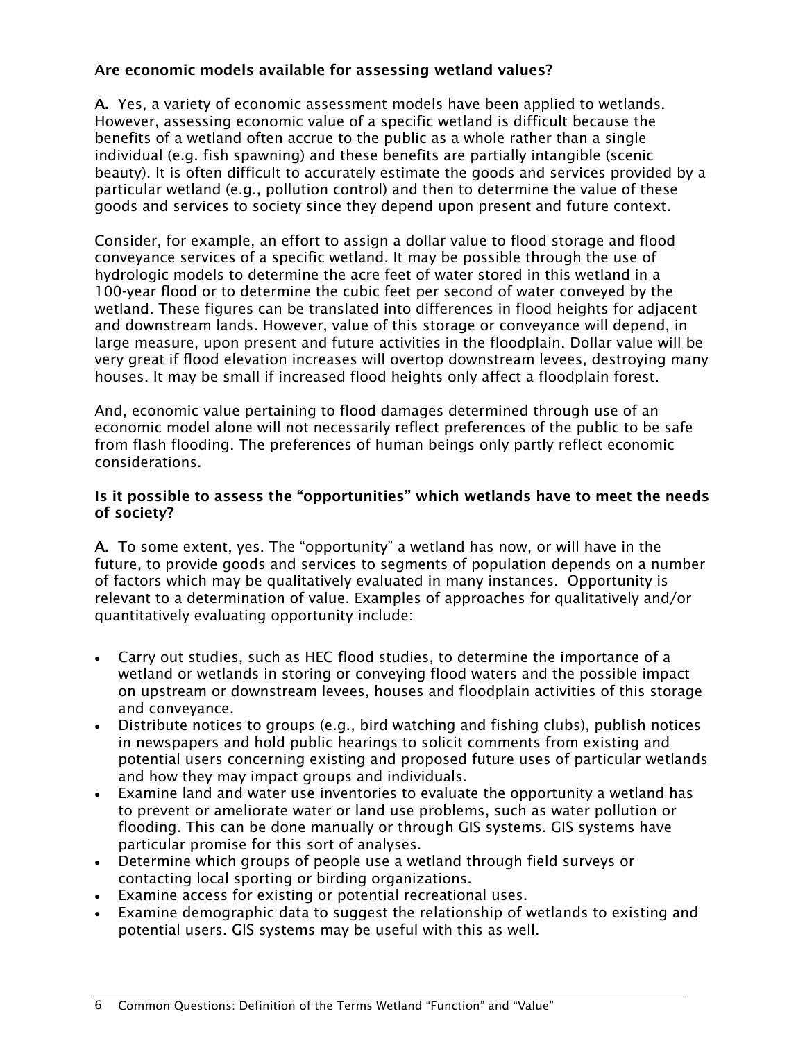**Are economic models available for assessing wetland values?**

**A.** Yes, a variety of economic assessment models have been applied to wetlands. However, assessing economic value of a specific wetland is difficult because the benefits of a wetland often accrue to the public as a whole rather than a single individual (e.g. fish spawning) and these benefits are partially intangible (scenic beauty). It is often difficult to accurately estimate the goods and services provided by a particular wetland (e.g., pollution control) and then to determine the value of these goods and services to society since they depend upon present and future context.

Consider, for example, an effort to assign a dollar value to flood storage and flood conveyance services of a specific wetland. It may be possible through the use of hydrologic models to determine the acre feet of water stored in this wetland in a 100-year flood or to determine the cubic feet per second of water conveyed by the wetland. These figures can be translated into differences in flood heights for adjacent and downstream lands. However, value of this storage or conveyance will depend, in large measure, upon present and future activities in the floodplain. Dollar value will be very great if flood elevation increases will overtop downstream levees, destroying many houses. It may be small if increased flood heights only affect a floodplain forest.

And, economic value pertaining to flood damages determined through use of an economic model alone will not necessarily reflect preferences of the public to be safe from flash flooding. The preferences of human beings only partly reflect economic considerations.

**Is it possible to assess the "opportunities" which wetlands have to meet the needs of society?**

**A.** To some extent, yes. The "opportunity" a wetland has now, or will have in the future, to provide goods and services to segments of population depends on a number of factors which may be qualitatively evaluated in many instances. Opportunity is relevant to a determination of value. Examples of approaches for qualitatively and/or quantitatively evaluating opportunity include:

- Carry out studies, such as HEC flood studies, to determine the importance of a wetland or wetlands in storing or conveying flood waters and the possible impact on upstream or downstream levees, houses and floodplain activities of this storage and conveyance.
- Distribute notices to groups (e.g., bird watching and fishing clubs), publish notices in newspapers and hold public hearings to solicit comments from existing and potential users concerning existing and proposed future uses of particular wetlands and how they may impact groups and individuals.
- Examine land and water use inventories to evaluate the opportunity a wetland has to prevent or ameliorate water or land use problems, such as water pollution or flooding. This can be done manually or through GIS systems. GIS systems have particular promise for this sort of analyses.
- Determine which groups of people use a wetland through field surveys or contacting local sporting or birding organizations.
- Examine access for existing or potential recreational uses.
- Examine demographic data to suggest the relationship of wetlands to existing and potential users. GIS systems may be useful with this as well.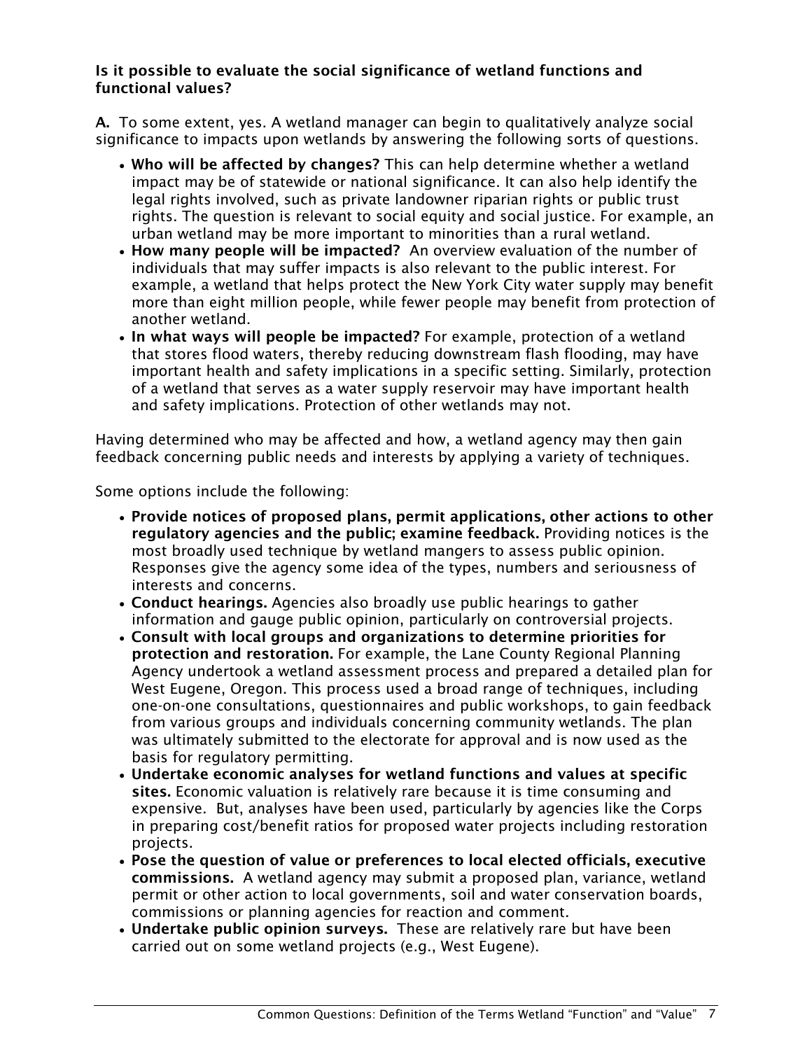**Is it possible to evaluate the social significance of wetland functions and functional values?**

**A.** To some extent, yes. A wetland manager can begin to qualitatively analyze social significance to impacts upon wetlands by answering the following sorts of questions.

- **Who will be affected by changes?** This can help determine whether a wetland impact may be of statewide or national significance. It can also help identify the legal rights involved, such as private landowner riparian rights or public trust rights. The question is relevant to social equity and social justice. For example, an urban wetland may be more important to minorities than a rural wetland.
- **How many people will be impacted?** An overview evaluation of the number of individuals that may suffer impacts is also relevant to the public interest. For example, a wetland that helps protect the New York City water supply may benefit more than eight million people, while fewer people may benefit from protection of another wetland.
- **In what ways will people be impacted?** For example, protection of a wetland that stores flood waters, thereby reducing downstream flash flooding, may have important health and safety implications in a specific setting. Similarly, protection of a wetland that serves as a water supply reservoir may have important health and safety implications. Protection of other wetlands may not.

Having determined who may be affected and how, a wetland agency may then gain feedback concerning public needs and interests by applying a variety of techniques.

Some options include the following:

- **Provide notices of proposed plans, permit applications, other actions to other regulatory agencies and the public; examine feedback.** Providing notices is the most broadly used technique by wetland mangers to assess public opinion. Responses give the agency some idea of the types, numbers and seriousness of interests and concerns.
- **Conduct hearings.** Agencies also broadly use public hearings to gather information and gauge public opinion, particularly on controversial projects.
- **Consult with local groups and organizations to determine priorities for protection and restoration.** For example, the Lane County Regional Planning Agency undertook a wetland assessment process and prepared a detailed plan for West Eugene, Oregon. This process used a broad range of techniques, including one-on-one consultations, questionnaires and public workshops, to gain feedback from various groups and individuals concerning community wetlands. The plan was ultimately submitted to the electorate for approval and is now used as the basis for regulatory permitting.
- **Undertake economic analyses for wetland functions and values at specific sites.** Economic valuation is relatively rare because it is time consuming and expensive. But, analyses have been used, particularly by agencies like the Corps in preparing cost/benefit ratios for proposed water projects including restoration projects.
- **Pose the question of value or preferences to local elected officials, executive commissions.** A wetland agency may submit a proposed plan, variance, wetland permit or other action to local governments, soil and water conservation boards, commissions or planning agencies for reaction and comment.
- **Undertake public opinion surveys.** These are relatively rare but have been carried out on some wetland projects (e.g., West Eugene).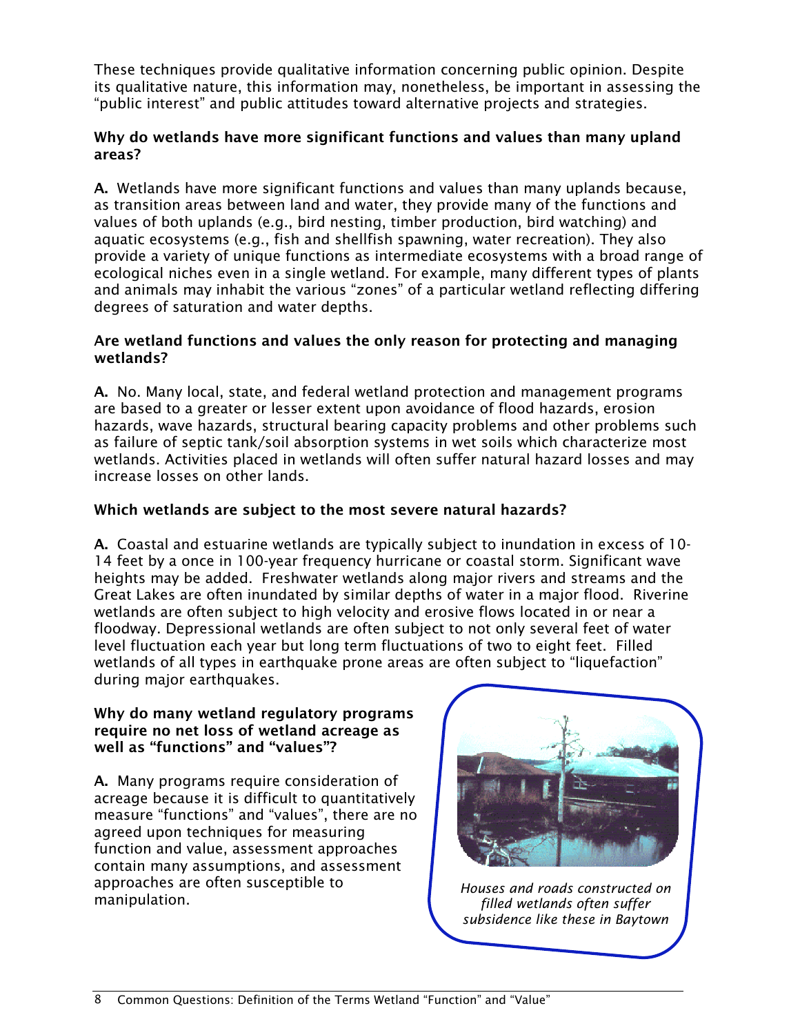These techniques provide qualitative information concerning public opinion. Despite its qualitative nature, this information may, nonetheless, be important in assessing the "public interest" and public attitudes toward alternative projects and strategies.

**Why do wetlands have more significant functions and values than many upland areas?**

**A.** Wetlands have more significant functions and values than many uplands because, as transition areas between land and water, they provide many of the functions and values of both uplands (e.g., bird nesting, timber production, bird watching) and aquatic ecosystems (e.g., fish and shellfish spawning, water recreation). They also provide a variety of unique functions as intermediate ecosystems with a broad range of ecological niches even in a single wetland. For example, many different types of plants and animals may inhabit the various "zones" of a particular wetland reflecting differing degrees of saturation and water depths.

**Are wetland functions and values the only reason for protecting and managing wetlands?**

**A.** No. Many local, state, and federal wetland protection and management programs are based to a greater or lesser extent upon avoidance of flood hazards, erosion hazards, wave hazards, structural bearing capacity problems and other problems such as failure of septic tank/soil absorption systems in wet soils which characterize most wetlands. Activities placed in wetlands will often suffer natural hazard losses and may increase losses on other lands.

**Which wetlands are subject to the most severe natural hazards?**

**A.** Coastal and estuarine wetlands are typically subject to inundation in excess of 10-14 feet by a once in 100-year frequency hurricane or coastal storm. Significant wave heights may be added. Freshwater wetlands along major rivers and streams and the Great Lakes are often inundated by similar depths of water in a major flood. Riverine wetlands are often subject to high velocity and erosive flows located in or near a floodway. Depressional wetlands are often subject to not only several feet of water level fluctuation each year but long term fluctuations of two to eight feet. Filled wetlands of all types in earthquake prone areas are often subject to "liquefaction" during major earthquakes.

**Why do many wetland regulatory programs require no net loss of wetland acreage as well as "functions" and "values"?**

**A.** Many programs require consideration of acreage because it is difficult to quantitatively measure "functions" and "values", there are no agreed upon techniques for measuring function and value, assessment approaches contain many assumptions, and assessment approaches are often susceptible to manipulation.

*Houses and roads constructed on filled wetlands often suffer subsidence like these in Baytown*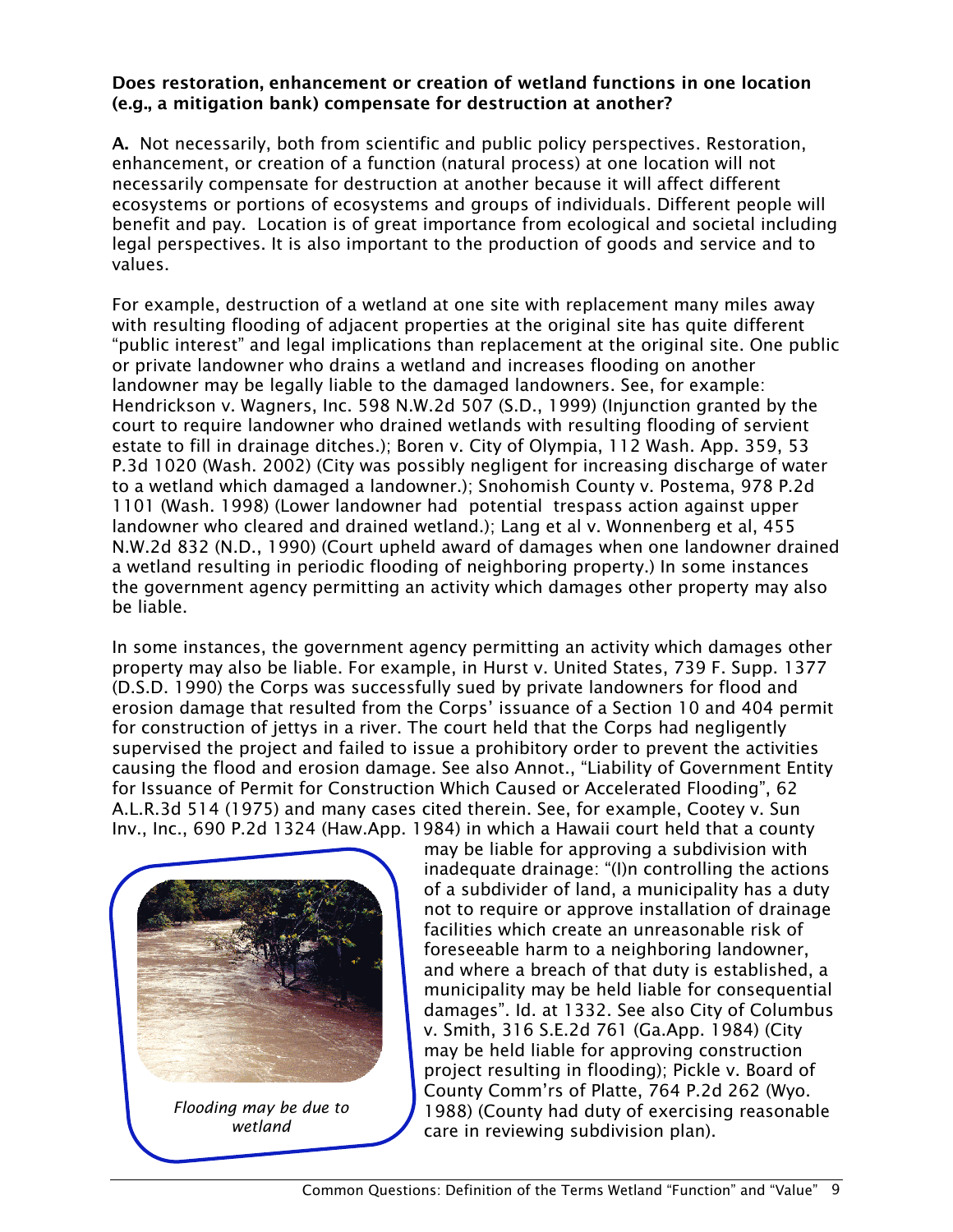**Does restoration, enhancement or creation of wetland functions in one location (e.g., a mitigation bank) compensate for destruction at another?**

**A.** Not necessarily, both from scientific and public policy perspectives. Restoration, enhancement, or creation of a function (natural process) at one location will not necessarily compensate for destruction at another because it will affect different ecosystems or portions of ecosystems and groups of individuals. Different people will benefit and pay. Location is of great importance from ecological and societal including legal perspectives. It is also important to the production of goods and service and to values.

For example, destruction of a wetland at one site with replacement many miles away with resulting flooding of adjacent properties at the original site has quite different "public interest" and legal implications than replacement at the original site. One public or private landowner who drains a wetland and increases flooding on another landowner may be legally liable to the damaged landowners. See, for example: Hendrickson v. Wagners, Inc. 598 N.W.2d 507 (S.D., 1999) (Injunction granted by the court to require landowner who drained wetlands with resulting flooding of servient estate to fill in drainage ditches.); Boren v. City of Olympia, 112 Wash. App. 359, 53 P.3d 1020 (Wash. 2002) (City was possibly negligent for increasing discharge of water to a wetland which damaged a landowner.); Snohomish County v. Postema, 978 P.2d 1101 (Wash. 1998) (Lower landowner had potential trespass action against upper landowner who cleared and drained wetland.); Lang et al v. Wonnenberg et al, 455 N.W.2d 832 (N.D., 1990) (Court upheld award of damages when one landowner drained a wetland resulting in periodic flooding of neighboring property.) In some instances the government agency permitting an activity which damages other property may also be liable.

In some instances, the government agency permitting an activity which damages other property may also be liable. For example, in Hurst v. United States, 739 F. Supp. 1377 (D.S.D. 1990) the Corps was successfully sued by private landowners for flood and erosion damage that resulted from the Corps' issuance of a Section 10 and 404 permit for construction of jettys in a river. The court held that the Corps had negligently supervised the project and failed to issue a prohibitory order to prevent the activities causing the flood and erosion damage. See also Annot., "Liability of Government Entity for Issuance of Permit for Construction Which Caused or Accelerated Flooding", 62 A.L.R.3d 514 (1975) and many cases cited therein. See, for example, Cootey v. Sun Inv., Inc., 690 P.2d 1324 (Haw.App. 1984) in which a Hawaii court held that a county may be liable for approving a subdivision with inadequate drainage: "(I)n controlling the actions of a subdivider of land, a municipality has a duty not to require or approve installation of drainage facilities which create an unreasonable risk of foreseeable harm to a neighboring landowner, and where a breach of that duty is established, a municipality may be held liable for consequential damages". Id. at 1332. See also City of Columbus v. Smith, 316 S.E.2d 761 (Ga.App. 1984) (City may be held liable for approving construction project resulting in flooding); Pickle v. Board of County Comm'rs of Platte, 764 P.2d 262 (Wyo. 1988) (County had duty of exercising reasonable care in reviewing subdivision plan).

*Flooding may be due to wetland*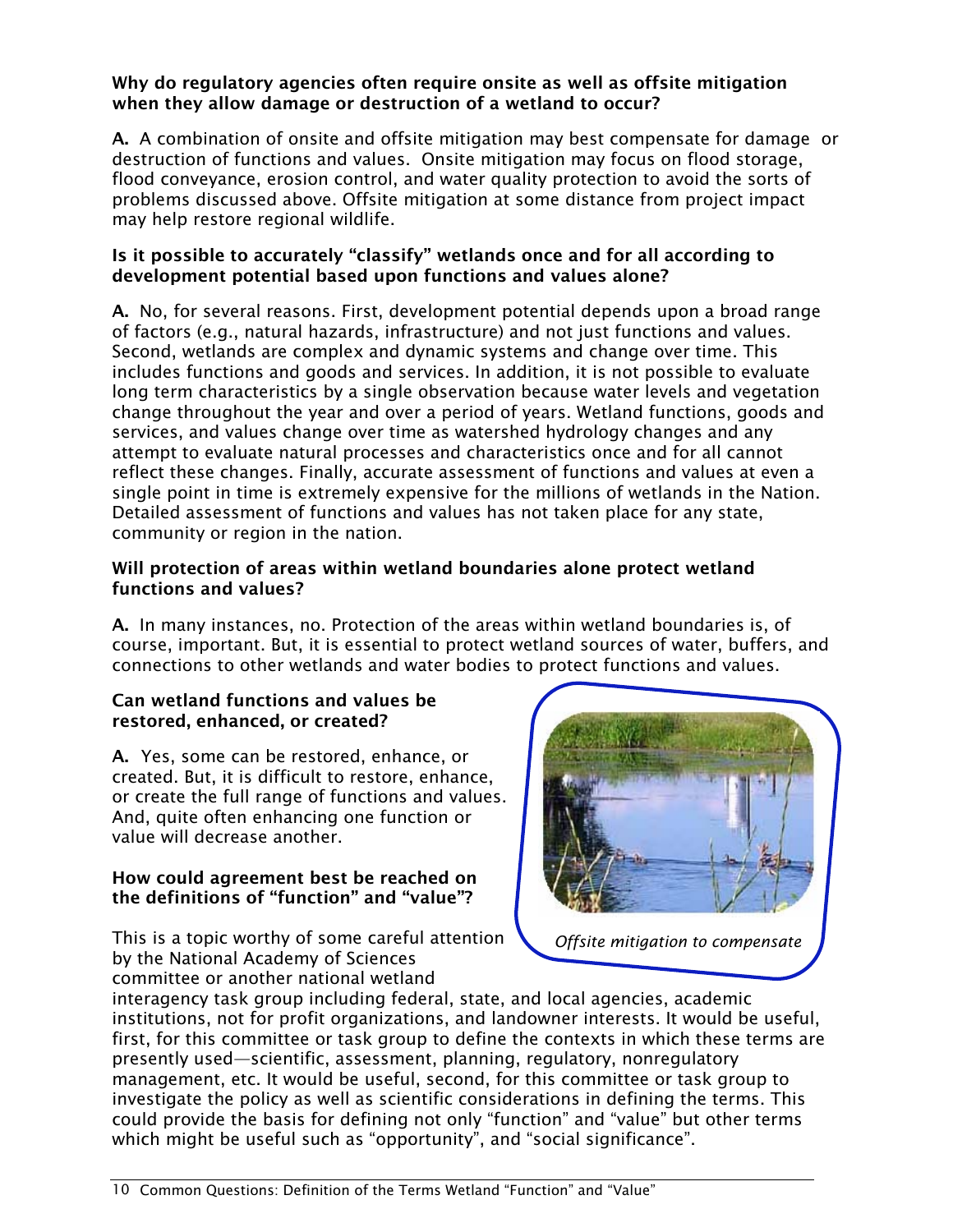**Why do regulatory agencies often require onsite as well as offsite mitigation when they allow damage or destruction of a wetland to occur?**

**A.** A combination of onsite and offsite mitigation may best compensate for damage or destruction of functions and values. Onsite mitigation may focus on flood storage, flood conveyance, erosion control, and water quality protection to avoid the sorts of problems discussed above. Offsite mitigation at some distance from project impact may help restore regional wildlife.

**Is it possible to accurately "classify" wetlands once and for all according to development potential based upon functions and values alone?**

**A.** No, for several reasons. First, development potential depends upon a broad range of factors (e.g., natural hazards, infrastructure) and not just functions and values. Second, wetlands are complex and dynamic systems and change over time. This includes functions and goods and services. In addition, it is not possible to evaluate long term characteristics by a single observation because water levels and vegetation change throughout the year and over a period of years. Wetland functions, goods and services, and values change over time as watershed hydrology changes and any attempt to evaluate natural processes and characteristics once and for all cannot reflect these changes. Finally, accurate assessment of functions and values at even a single point in time is extremely expensive for the millions of wetlands in the Nation. Detailed assessment of functions and values has not taken place for any state, community or region in the nation.

**Will protection of areas within wetland boundaries alone protect wetland functions and values?**

**A.** In many instances, no. Protection of the areas within wetland boundaries is, of course, important. But, it is essential to protect wetland sources of water, buffers, and connections to other wetlands and water bodies to protect functions and values.

**Can wetland functions and values be restored, enhanced, or created?**

**A.** Yes, some can be restored, enhance, or created. But, it is difficult to restore, enhance, or create the full range of functions and values. And, quite often enhancing one function or value will decrease another.

*Offsite mitigation to compensate*

**How could agreement best be reached on the definitions of "function" and "value"?**

This is a topic worthy of some careful attention by the National Academy of Sciences committee or another national wetland interagency task group including federal, state, and local agencies, academic institutions, not for profit organizations, and landowner interests. It would be useful, first, for this committee or task group to define the contexts in which these terms are presently used—scientific, assessment, planning, regulatory, nonregulatory management, etc. It would be useful, second, for this committee or task group to investigate the policy as well as scientific considerations in defining the terms. This could provide the basis for defining not only "function" and "value" but other terms which might be useful such as "opportunity", and "social significance".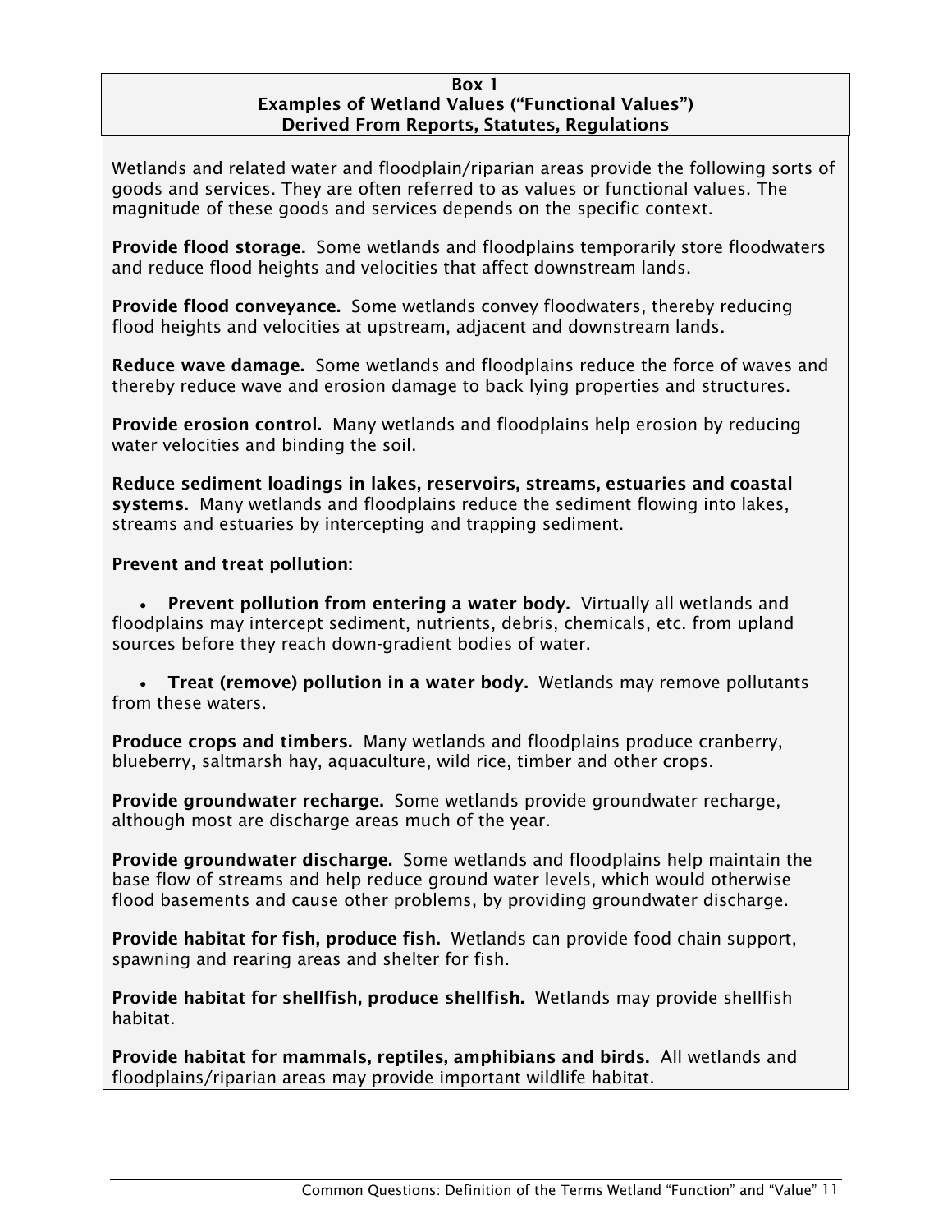**Box 1**
**Examples of Wetland Values ("Functional Values")**
**Derived From Reports, Statutes, Regulations**

Wetlands and related water and floodplain/riparian areas provide the following sorts of goods and services. They are often referred to as values or functional values. The magnitude of these goods and services depends on the specific context.

**Provide flood storage.** Some wetlands and floodplains temporarily store floodwaters and reduce flood heights and velocities that affect downstream lands.

**Provide flood conveyance.** Some wetlands convey floodwaters, thereby reducing flood heights and velocities at upstream, adjacent and downstream lands.

**Reduce wave damage.** Some wetlands and floodplains reduce the force of waves and thereby reduce wave and erosion damage to back lying properties and structures.

**Provide erosion control.** Many wetlands and floodplains help erosion by reducing water velocities and binding the soil.

**Reduce sediment loadings in lakes, reservoirs, streams, estuaries and coastal systems.** Many wetlands and floodplains reduce the sediment flowing into lakes, streams and estuaries by intercepting and trapping sediment.

**Prevent and treat pollution:**

- **Prevent pollution from entering a water body.** Virtually all wetlands and floodplains may intercept sediment, nutrients, debris, chemicals, etc. from upland sources before they reach down-gradient bodies of water.
- **Treat (remove) pollution in a water body.** Wetlands may remove pollutants from these waters.

**Produce crops and timbers.** Many wetlands and floodplains produce cranberry, blueberry, saltmarsh hay, aquaculture, wild rice, timber and other crops.

**Provide groundwater recharge.** Some wetlands provide groundwater recharge, although most are discharge areas much of the year.

**Provide groundwater discharge.** Some wetlands and floodplains help maintain the base flow of streams and help reduce ground water levels, which would otherwise flood basements and cause other problems, by providing groundwater discharge.

**Provide habitat for fish, produce fish.** Wetlands can provide food chain support, spawning and rearing areas and shelter for fish.

**Provide habitat for shellfish, produce shellfish.** Wetlands may provide shellfish habitat.

**Provide habitat for mammals, reptiles, amphibians and birds.** All wetlands and floodplains/riparian areas may provide important wildlife habitat.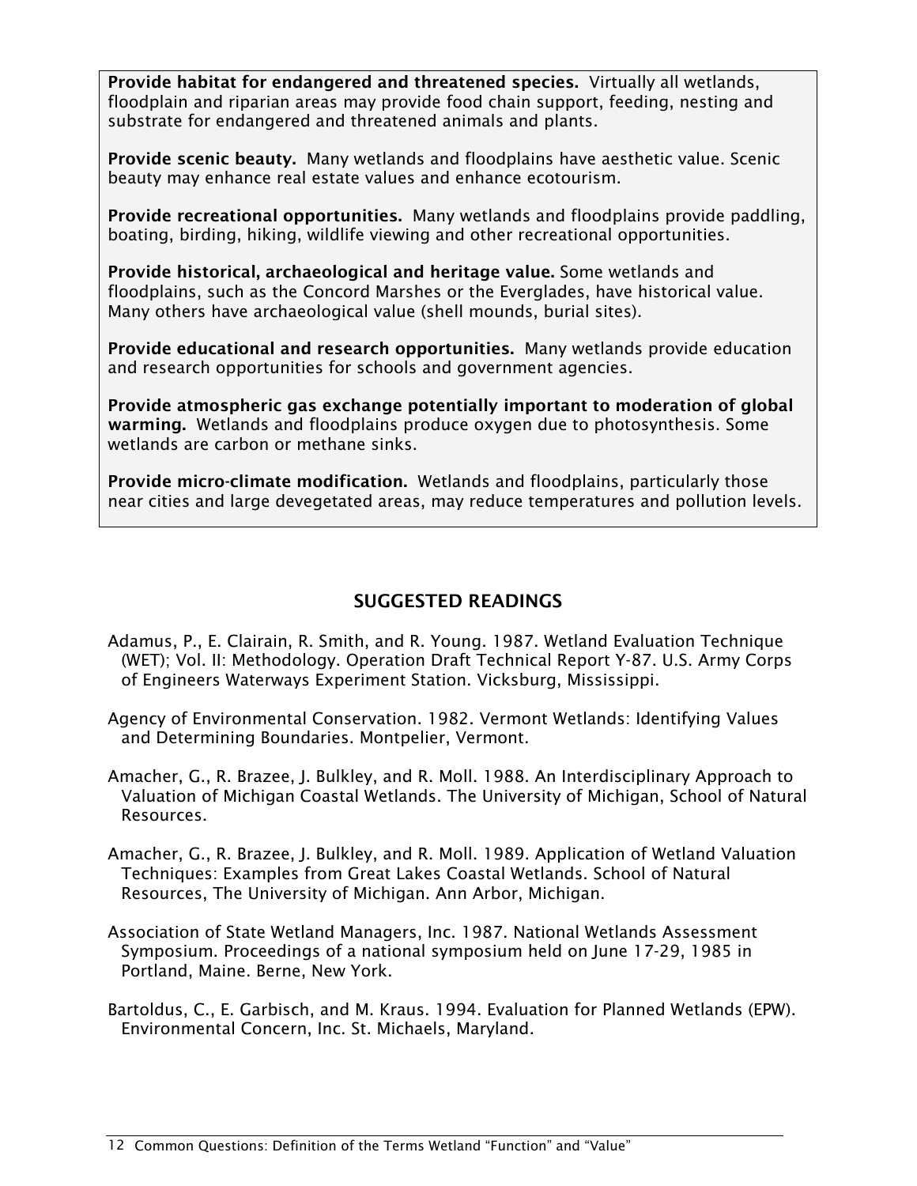**Provide habitat for endangered and threatened species.** Virtually all wetlands, floodplain and riparian areas may provide food chain support, feeding, nesting and substrate for endangered and threatened animals and plants.

**Provide scenic beauty.** Many wetlands and floodplains have aesthetic value. Scenic beauty may enhance real estate values and enhance ecotourism.

**Provide recreational opportunities.** Many wetlands and floodplains provide paddling, boating, birding, hiking, wildlife viewing and other recreational opportunities.

**Provide historical, archaeological and heritage value.** Some wetlands and floodplains, such as the Concord Marshes or the Everglades, have historical value. Many others have archaeological value (shell mounds, burial sites).

**Provide educational and research opportunities.** Many wetlands provide education and research opportunities for schools and government agencies.

**Provide atmospheric gas exchange potentially important to moderation of global warming.** Wetlands and floodplains produce oxygen due to photosynthesis. Some wetlands are carbon or methane sinks.

**Provide micro-climate modification.** Wetlands and floodplains, particularly those near cities and large devegetated areas, may reduce temperatures and pollution levels.

## SUGGESTED READINGS

Adamus, P., E. Clairain, R. Smith, and R. Young. 1987. Wetland Evaluation Technique (WET); Vol. II: Methodology. Operation Draft Technical Report Y-87. U.S. Army Corps of Engineers Waterways Experiment Station. Vicksburg, Mississippi.

Agency of Environmental Conservation. 1982. Vermont Wetlands: Identifying Values and Determining Boundaries. Montpelier, Vermont.

Amacher, G., R. Brazee, J. Bulkley, and R. Moll. 1988. An Interdisciplinary Approach to Valuation of Michigan Coastal Wetlands. The University of Michigan, School of Natural Resources.

Amacher, G., R. Brazee, J. Bulkley, and R. Moll. 1989. Application of Wetland Valuation Techniques: Examples from Great Lakes Coastal Wetlands. School of Natural Resources, The University of Michigan. Ann Arbor, Michigan.

Association of State Wetland Managers, Inc. 1987. National Wetlands Assessment Symposium. Proceedings of a national symposium held on June 17-29, 1985 in Portland, Maine. Berne, New York.

Bartoldus, C., E. Garbisch, and M. Kraus. 1994. Evaluation for Planned Wetlands (EPW). Environmental Concern, Inc. St. Michaels, Maryland.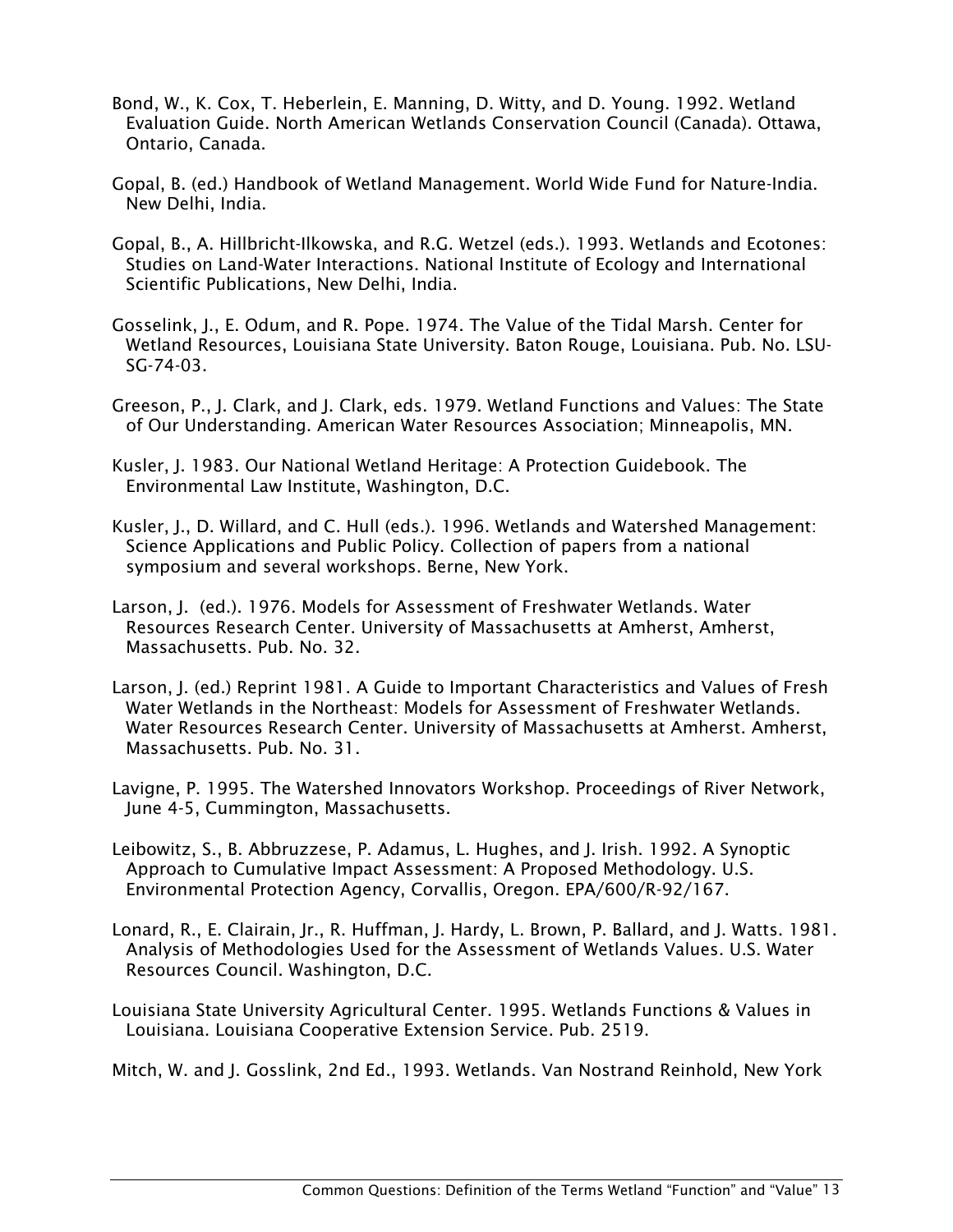Bond, W., K. Cox, T. Heberlein, E. Manning, D. Witty, and D. Young. 1992. Wetland Evaluation Guide. North American Wetlands Conservation Council (Canada). Ottawa, Ontario, Canada.

Gopal, B. (ed.) Handbook of Wetland Management. World Wide Fund for Nature-India. New Delhi, India.

Gopal, B., A. Hillbricht-Ilkowska, and R.G. Wetzel (eds.). 1993. Wetlands and Ecotones: Studies on Land-Water Interactions. National Institute of Ecology and International Scientific Publications, New Delhi, India.

Gosselink, J., E. Odum, and R. Pope. 1974. The Value of the Tidal Marsh. Center for Wetland Resources, Louisiana State University. Baton Rouge, Louisiana. Pub. No. LSU-SG-74-03.

Greeson, P., J. Clark, and J. Clark, eds. 1979. Wetland Functions and Values: The State of Our Understanding. American Water Resources Association; Minneapolis, MN.

Kusler, J. 1983. Our National Wetland Heritage: A Protection Guidebook. The Environmental Law Institute, Washington, D.C.

Kusler, J., D. Willard, and C. Hull (eds.). 1996. Wetlands and Watershed Management: Science Applications and Public Policy. Collection of papers from a national symposium and several workshops. Berne, New York.

Larson, J. (ed.). 1976. Models for Assessment of Freshwater Wetlands. Water Resources Research Center. University of Massachusetts at Amherst, Amherst, Massachusetts. Pub. No. 32.

Larson, J. (ed.) Reprint 1981. A Guide to Important Characteristics and Values of Fresh Water Wetlands in the Northeast: Models for Assessment of Freshwater Wetlands. Water Resources Research Center. University of Massachusetts at Amherst. Amherst, Massachusetts. Pub. No. 31.

Lavigne, P. 1995. The Watershed Innovators Workshop. Proceedings of River Network, June 4-5, Cummington, Massachusetts.

Leibowitz, S., B. Abbruzzese, P. Adamus, L. Hughes, and J. Irish. 1992. A Synoptic Approach to Cumulative Impact Assessment: A Proposed Methodology. U.S. Environmental Protection Agency, Corvallis, Oregon. EPA/600/R-92/167.

Lonard, R., E. Clairain, Jr., R. Huffman, J. Hardy, L. Brown, P. Ballard, and J. Watts. 1981. Analysis of Methodologies Used for the Assessment of Wetlands Values. U.S. Water Resources Council. Washington, D.C.

Louisiana State University Agricultural Center. 1995. Wetlands Functions & Values in Louisiana. Louisiana Cooperative Extension Service. Pub. 2519.

Mitch, W. and J. Gosslink, 2nd Ed., 1993. Wetlands. Van Nostrand Reinhold, New York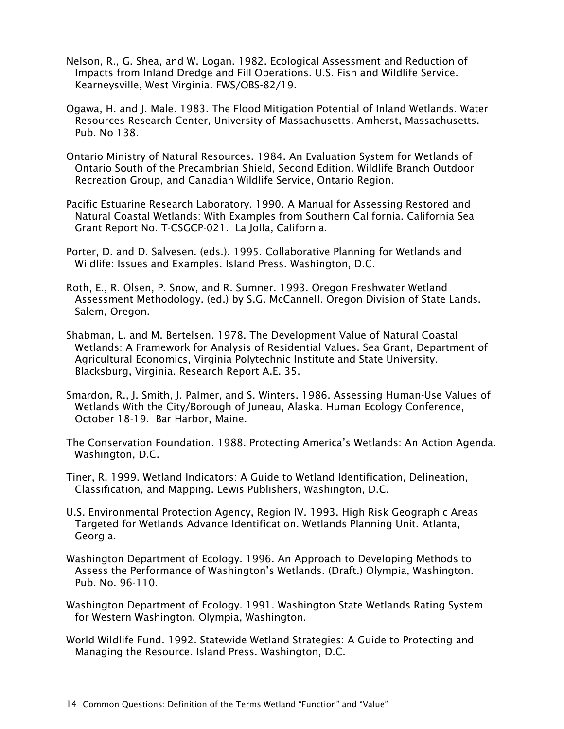Nelson, R., G. Shea, and W. Logan. 1982. Ecological Assessment and Reduction of Impacts from Inland Dredge and Fill Operations. U.S. Fish and Wildlife Service. Kearneysville, West Virginia. FWS/OBS-82/19.

Ogawa, H. and J. Male. 1983. The Flood Mitigation Potential of Inland Wetlands. Water Resources Research Center, University of Massachusetts. Amherst, Massachusetts. Pub. No 138.

Ontario Ministry of Natural Resources. 1984. An Evaluation System for Wetlands of Ontario South of the Precambrian Shield, Second Edition. Wildlife Branch Outdoor Recreation Group, and Canadian Wildlife Service, Ontario Region.

Pacific Estuarine Research Laboratory. 1990. A Manual for Assessing Restored and Natural Coastal Wetlands: With Examples from Southern California. California Sea Grant Report No. T-CSGCP-021. La Jolla, California.

Porter, D. and D. Salvesen. (eds.). 1995. Collaborative Planning for Wetlands and Wildlife: Issues and Examples. Island Press. Washington, D.C.

Roth, E., R. Olsen, P. Snow, and R. Sumner. 1993. Oregon Freshwater Wetland Assessment Methodology. (ed.) by S.G. McCannell. Oregon Division of State Lands. Salem, Oregon.

Shabman, L. and M. Bertelsen. 1978. The Development Value of Natural Coastal Wetlands: A Framework for Analysis of Residential Values. Sea Grant, Department of Agricultural Economics, Virginia Polytechnic Institute and State University. Blacksburg, Virginia. Research Report A.E. 35.

Smardon, R., J. Smith, J. Palmer, and S. Winters. 1986. Assessing Human-Use Values of Wetlands With the City/Borough of Juneau, Alaska. Human Ecology Conference, October 18-19. Bar Harbor, Maine.

The Conservation Foundation. 1988. Protecting America's Wetlands: An Action Agenda. Washington, D.C.

Tiner, R. 1999. Wetland Indicators: A Guide to Wetland Identification, Delineation, Classification, and Mapping. Lewis Publishers, Washington, D.C.

U.S. Environmental Protection Agency, Region IV. 1993. High Risk Geographic Areas Targeted for Wetlands Advance Identification. Wetlands Planning Unit. Atlanta, Georgia.

Washington Department of Ecology. 1996. An Approach to Developing Methods to Assess the Performance of Washington's Wetlands. (Draft.) Olympia, Washington. Pub. No. 96-110.

Washington Department of Ecology. 1991. Washington State Wetlands Rating System for Western Washington. Olympia, Washington.

World Wildlife Fund. 1992. Statewide Wetland Strategies: A Guide to Protecting and Managing the Resource. Island Press. Washington, D.C.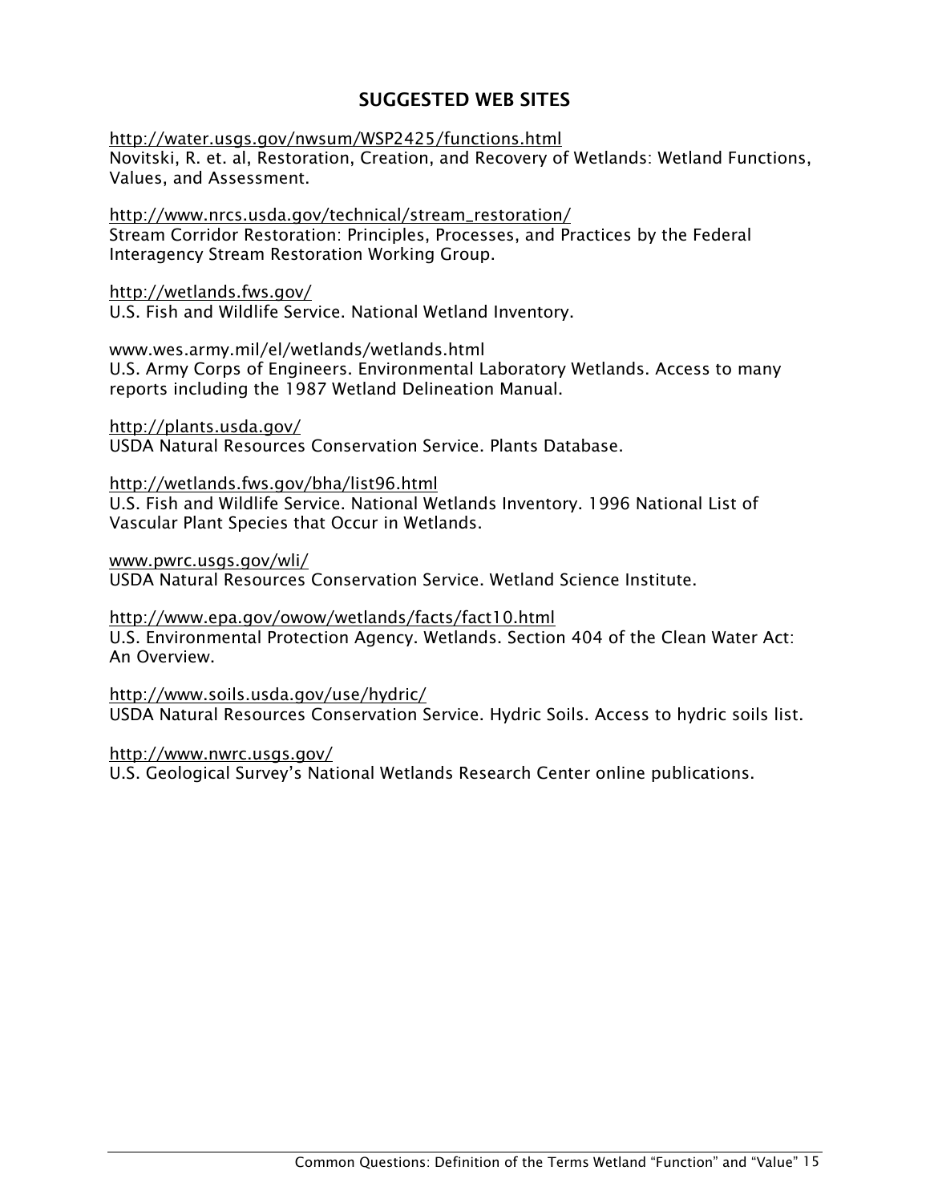## SUGGESTED WEB SITES

http://water.usgs.gov/nwsum/WSP2425/functions.html
Novitski, R. et. al, Restoration, Creation, and Recovery of Wetlands: Wetland Functions, Values, and Assessment.

http://www.nrcs.usda.gov/technical/stream_restoration/
Stream Corridor Restoration: Principles, Processes, and Practices by the Federal Interagency Stream Restoration Working Group.

http://wetlands.fws.gov/
U.S. Fish and Wildlife Service. National Wetland Inventory.

www.wes.army.mil/el/wetlands/wetlands.html
U.S. Army Corps of Engineers. Environmental Laboratory Wetlands. Access to many reports including the 1987 Wetland Delineation Manual.

http://plants.usda.gov/
USDA Natural Resources Conservation Service. Plants Database.

http://wetlands.fws.gov/bha/list96.html
U.S. Fish and Wildlife Service. National Wetlands Inventory. 1996 National List of Vascular Plant Species that Occur in Wetlands.

www.pwrc.usgs.gov/wli/
USDA Natural Resources Conservation Service. Wetland Science Institute.

http://www.epa.gov/owow/wetlands/facts/fact10.html
U.S. Environmental Protection Agency. Wetlands. Section 404 of the Clean Water Act: An Overview.

http://www.soils.usda.gov/use/hydric/
USDA Natural Resources Conservation Service. Hydric Soils. Access to hydric soils list.

http://www.nwrc.usgs.gov/
U.S. Geological Survey's National Wetlands Research Center online publications.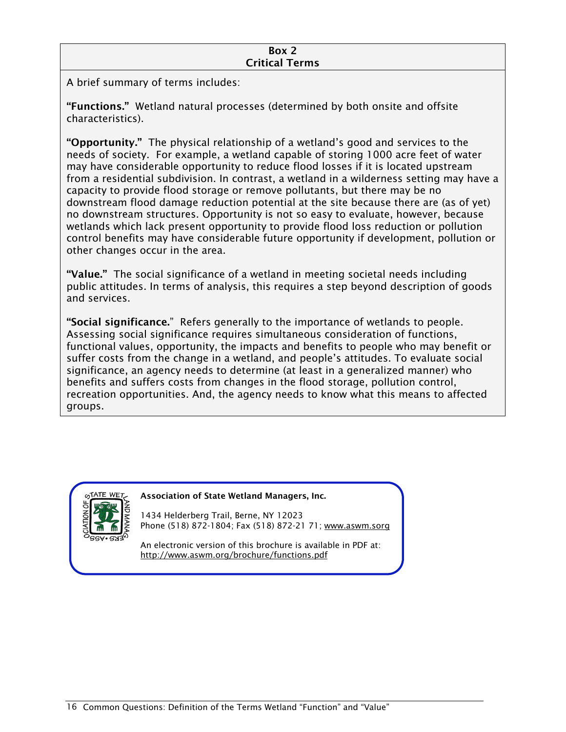**Box 2**
**Critical Terms**

A brief summary of terms includes:

**"Functions."** Wetland natural processes (determined by both onsite and offsite characteristics).

**"Opportunity."** The physical relationship of a wetland's good and services to the needs of society. For example, a wetland capable of storing 1000 acre feet of water may have considerable opportunity to reduce flood losses if it is located upstream from a residential subdivision. In contrast, a wetland in a wilderness setting may have a capacity to provide flood storage or remove pollutants, but there may be no downstream flood damage reduction potential at the site because there are (as of yet) no downstream structures. Opportunity is not so easy to evaluate, however, because wetlands which lack present opportunity to provide flood loss reduction or pollution control benefits may have considerable future opportunity if development, pollution or other changes occur in the area.

**"Value."** The social significance of a wetland in meeting societal needs including public attitudes. In terms of analysis, this requires a step beyond description of goods and services.

**"Social significance.**" Refers generally to the importance of wetlands to people. Assessing social significance requires simultaneous consideration of functions, functional values, opportunity, the impacts and benefits to people who may benefit or suffer costs from the change in a wetland, and people's attitudes. To evaluate social significance, an agency needs to determine (at least in a generalized manner) who benefits and suffers costs from changes in the flood storage, pollution control, recreation opportunities. And, the agency needs to know what this means to affected groups.

**Association of State Wetland Managers, Inc.**

1434 Helderberg Trail, Berne, NY 12023
Phone (518) 872-1804; Fax (518) 872-21 71; www.aswm.sorg

An electronic version of this brochure is available in PDF at:
http://www.aswm.org/brochure/functions.pdf